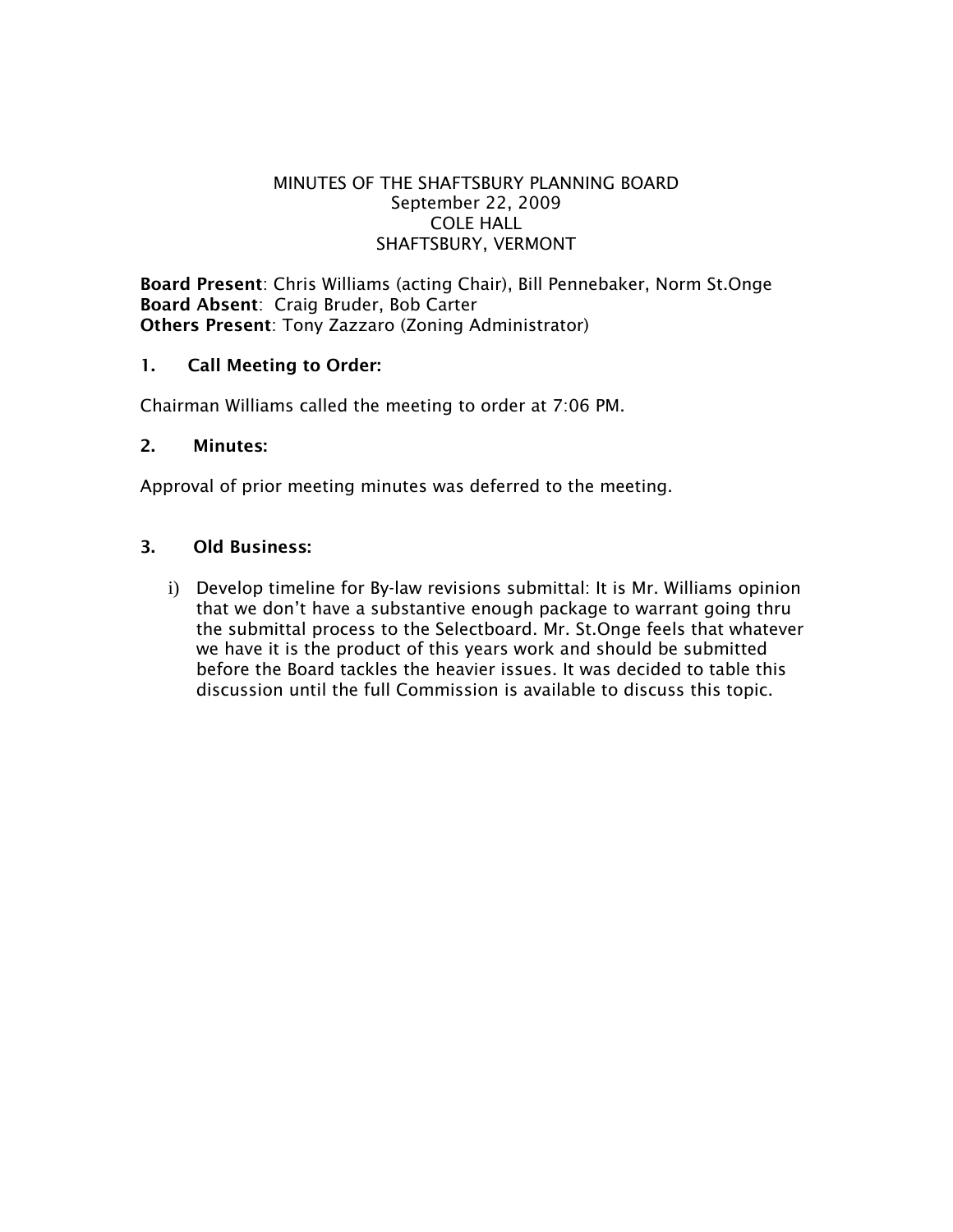# MINUTES OF THE SHAFTSBURY PLANNING BOARD
September 22, 2009
COLE HALL
SHAFTSBURY, VERMONT

**Board Present**: Chris Williams (acting Chair), Bill Pennebaker, Norm St.Onge
**Board Absent**: Craig Bruder, Bob Carter
**Others Present**: Tony Zazzaro (Zoning Administrator)

## 1. Call Meeting to Order:

Chairman Williams called the meeting to order at 7:06 PM.

## 2. Minutes:

Approval of prior meeting minutes was deferred to the meeting.

## 3. Old Business:

i) Develop timeline for By-law revisions submittal: It is Mr. Williams opinion that we don't have a substantive enough package to warrant going thru the submittal process to the Selectboard. Mr. St.Onge feels that whatever we have it is the product of this years work and should be submitted before the Board tackles the heavier issues. It was decided to table this discussion until the full Commission is available to discuss this topic.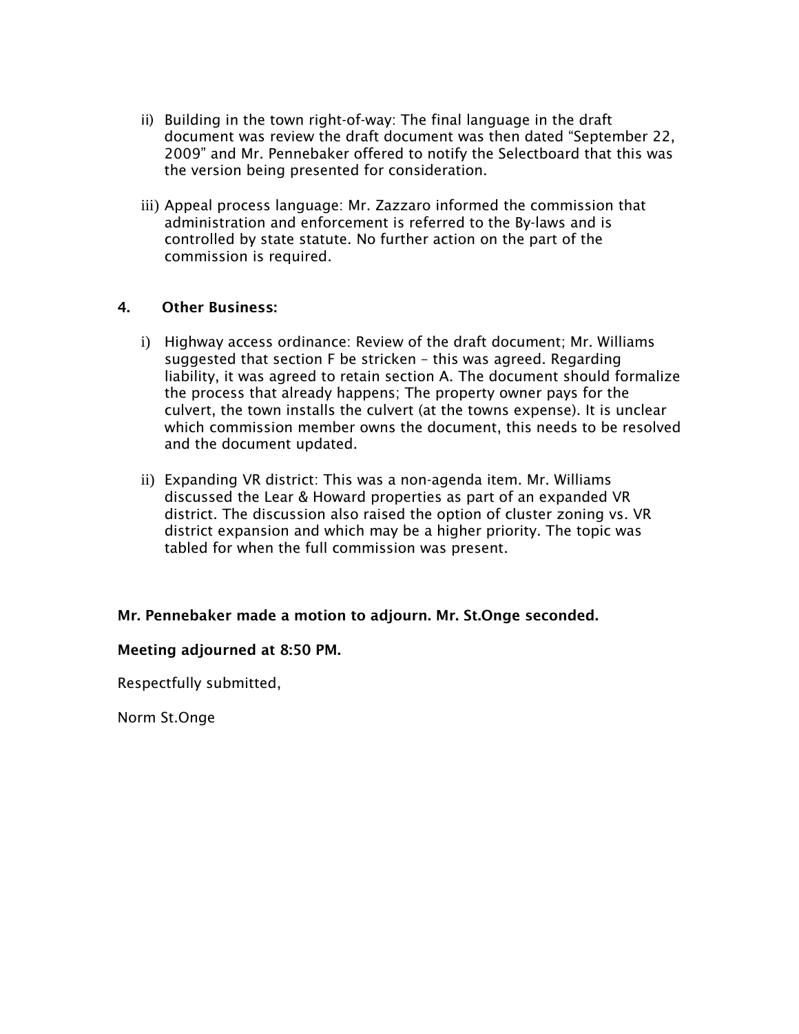ii) Building in the town right-of-way: The final language in the draft document was review the draft document was then dated “September 22, 2009” and Mr. Pennebaker offered to notify the Selectboard that this was the version being presented for consideration.

iii) Appeal process language: Mr. Zazzaro informed the commission that administration and enforcement is referred to the By-laws and is controlled by state statute. No further action on the part of the commission is required.

**4. Other Business:**

i) Highway access ordinance: Review of the draft document; Mr. Williams suggested that section F be stricken – this was agreed. Regarding liability, it was agreed to retain section A. The document should formalize the process that already happens; The property owner pays for the culvert, the town installs the culvert (at the towns expense). It is unclear which commission member owns the document, this needs to be resolved and the document updated.

ii) Expanding VR district: This was a non-agenda item. Mr. Williams discussed the Lear & Howard properties as part of an expanded VR district. The discussion also raised the option of cluster zoning vs. VR district expansion and which may be a higher priority. The topic was tabled for when the full commission was present.

**Mr. Pennebaker made a motion to adjourn. Mr. St.Onge seconded.**

**Meeting adjourned at 8:50 PM.**

Respectfully submitted,

Norm St.Onge